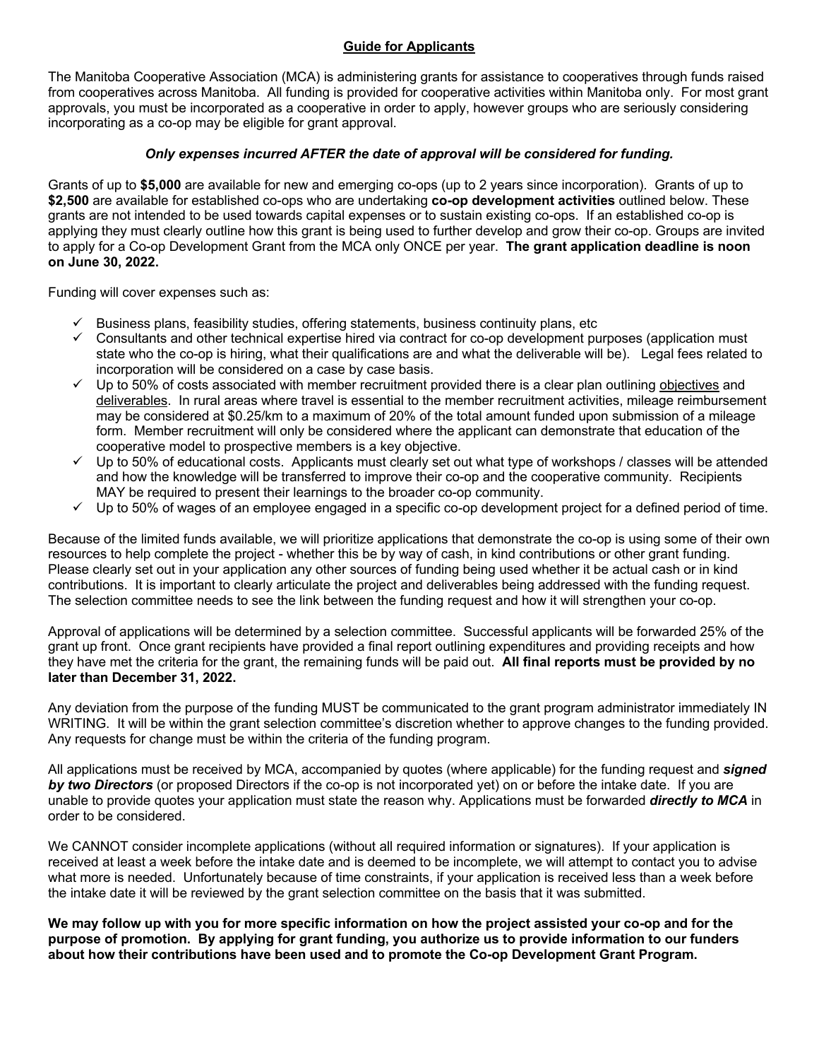## Guide for Applicants

The Manitoba Cooperative Association (MCA) is administering grants for assistance to cooperatives through funds raised from cooperatives across Manitoba. All funding is provided for cooperative activities within Manitoba only. For most grant approvals, you must be incorporated as a cooperative in order to apply, however groups who are seriously considering incorporating as a co-op may be eligible for grant approval.

***Only expenses incurred AFTER the date of approval will be considered for funding.***

Grants of up to **$5,000** are available for new and emerging co-ops (up to 2 years since incorporation). Grants of up to **$2,500** are available for established co-ops who are undertaking **co-op development activities** outlined below. These grants are not intended to be used towards capital expenses or to sustain existing co-ops. If an established co-op is applying they must clearly outline how this grant is being used to further develop and grow their co-op. Groups are invited to apply for a Co-op Development Grant from the MCA only ONCE per year. **The grant application deadline is noon on June 30, 2022.**

Funding will cover expenses such as:

- ✓ Business plans, feasibility studies, offering statements, business continuity plans, etc
- ✓ Consultants and other technical expertise hired via contract for co-op development purposes (application must state who the co-op is hiring, what their qualifications are and what the deliverable will be). Legal fees related to incorporation will be considered on a case by case basis.
- ✓ Up to 50% of costs associated with member recruitment provided there is a clear plan outlining objectives and deliverables. In rural areas where travel is essential to the member recruitment activities, mileage reimbursement may be considered at $0.25/km to a maximum of 20% of the total amount funded upon submission of a mileage form. Member recruitment will only be considered where the applicant can demonstrate that education of the cooperative model to prospective members is a key objective.
- ✓ Up to 50% of educational costs. Applicants must clearly set out what type of workshops / classes will be attended and how the knowledge will be transferred to improve their co-op and the cooperative community. Recipients MAY be required to present their learnings to the broader co-op community.
- ✓ Up to 50% of wages of an employee engaged in a specific co-op development project for a defined period of time.

Because of the limited funds available, we will prioritize applications that demonstrate the co-op is using some of their own resources to help complete the project - whether this be by way of cash, in kind contributions or other grant funding. Please clearly set out in your application any other sources of funding being used whether it be actual cash or in kind contributions. It is important to clearly articulate the project and deliverables being addressed with the funding request. The selection committee needs to see the link between the funding request and how it will strengthen your co-op.

Approval of applications will be determined by a selection committee. Successful applicants will be forwarded 25% of the grant up front. Once grant recipients have provided a final report outlining expenditures and providing receipts and how they have met the criteria for the grant, the remaining funds will be paid out. **All final reports must be provided by no later than December 31, 2022.**

Any deviation from the purpose of the funding MUST be communicated to the grant program administrator immediately IN WRITING. It will be within the grant selection committee's discretion whether to approve changes to the funding provided. Any requests for change must be within the criteria of the funding program.

All applications must be received by MCA, accompanied by quotes (where applicable) for the funding request and ***signed by two Directors*** (or proposed Directors if the co-op is not incorporated yet) on or before the intake date. If you are unable to provide quotes your application must state the reason why. Applications must be forwarded ***directly to MCA*** in order to be considered.

We CANNOT consider incomplete applications (without all required information or signatures). If your application is received at least a week before the intake date and is deemed to be incomplete, we will attempt to contact you to advise what more is needed. Unfortunately because of time constraints, if your application is received less than a week before the intake date it will be reviewed by the grant selection committee on the basis that it was submitted.

**We may follow up with you for more specific information on how the project assisted your co-op and for the purpose of promotion. By applying for grant funding, you authorize us to provide information to our funders about how their contributions have been used and to promote the Co-op Development Grant Program.**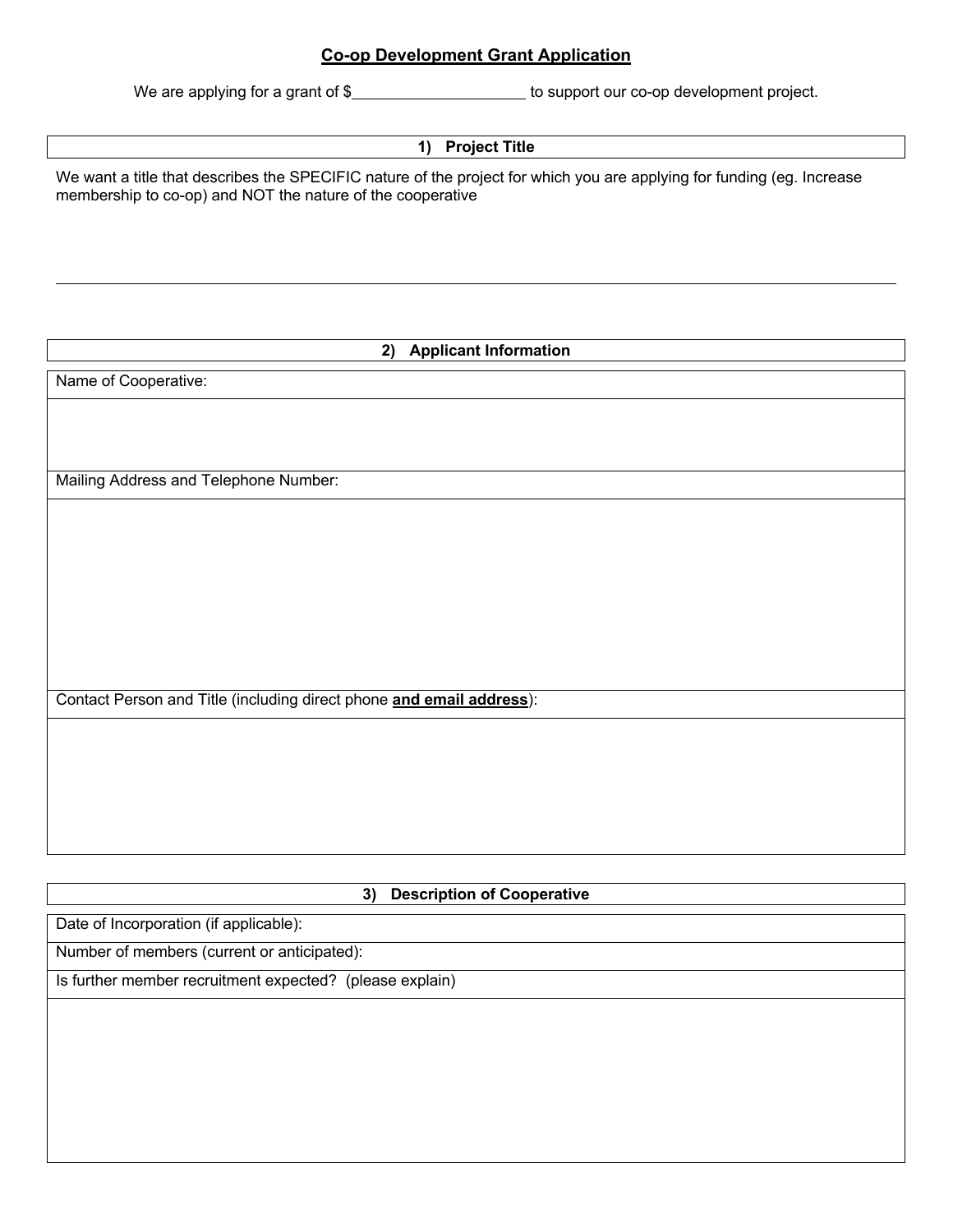## Co-op Development Grant Application

We are applying for a grant of $____________________ to support our co-op development project.

| 1) Project Title |
|---|

We want a title that describes the SPECIFIC nature of the project for which you are applying for funding (eg. Increase membership to co-op) and NOT the nature of the cooperative

| 2) Applicant Information |
|---|
| Name of Cooperative: |
| |
| Mailing Address and Telephone Number: |
| |
| Contact Person and Title (including direct phone **and email address**): |
| |

| 3) Description of Cooperative |
|---|
| Date of Incorporation (if applicable): |
| Number of members (current or anticipated): |
| Is further member recruitment expected? (please explain) |
| |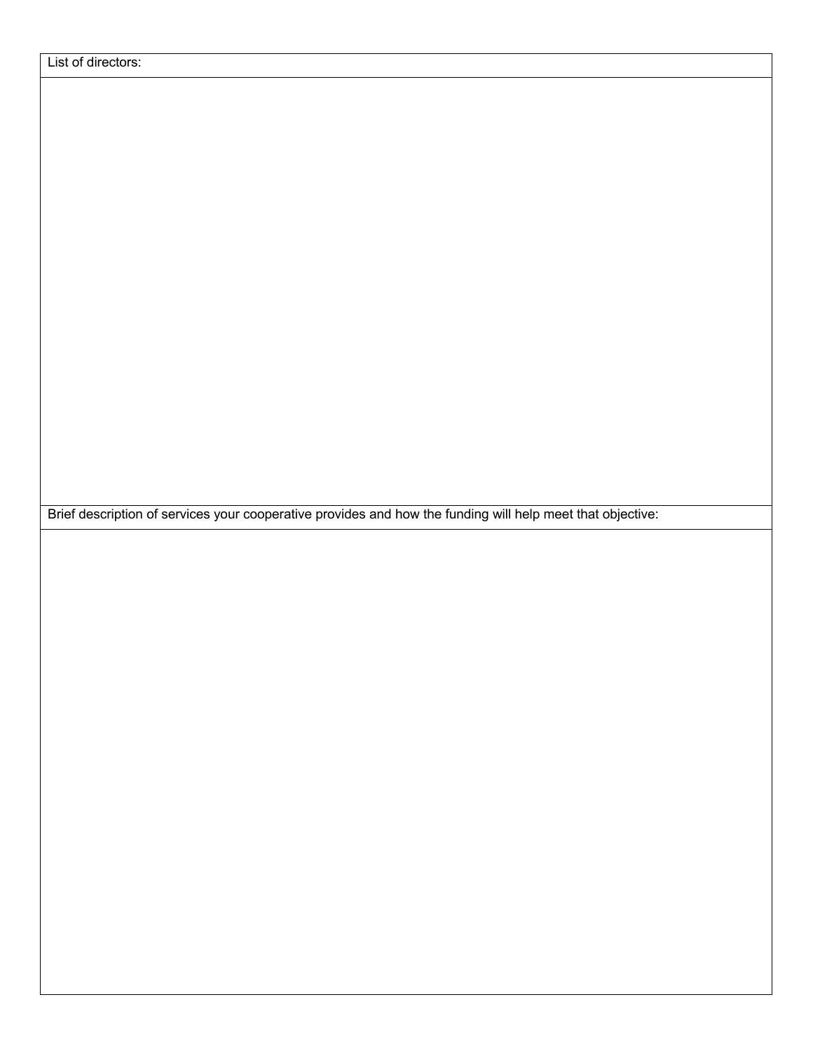| List of directors: |
| --- |
| |

| Brief description of services your cooperative provides and how the funding will help meet that objective: |
| --- |
| |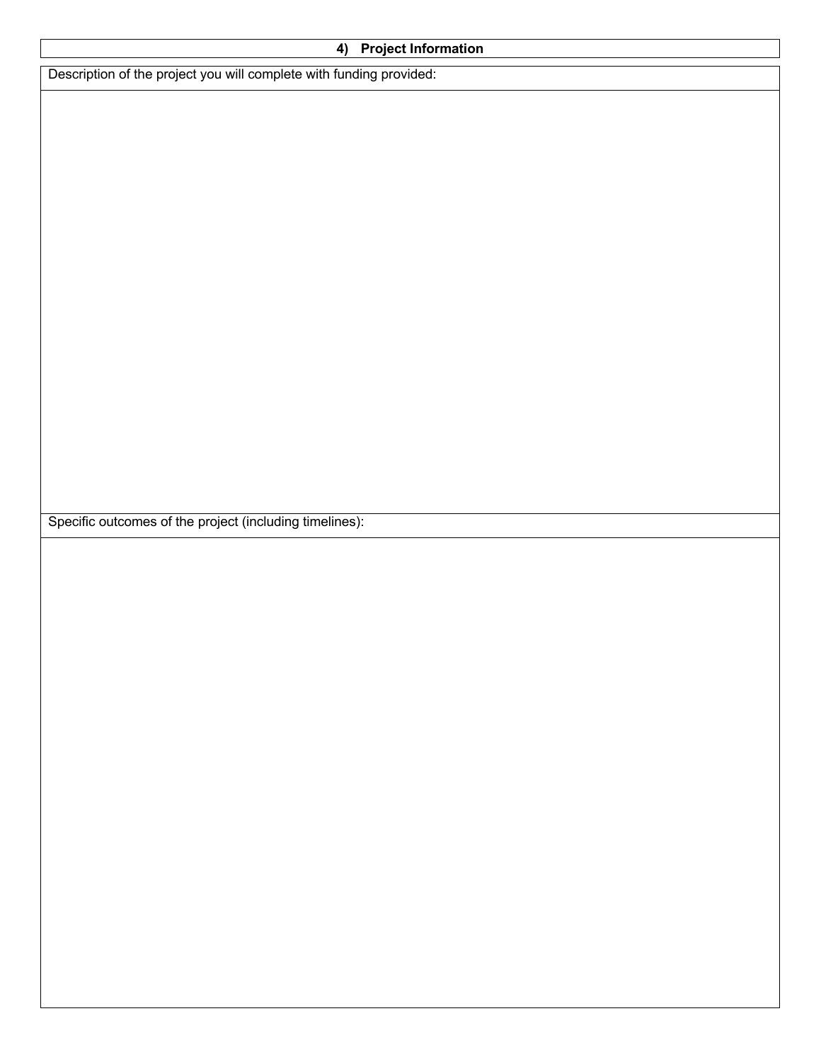## 4) Project Information

Description of the project you will complete with funding provided:

Specific outcomes of the project (including timelines):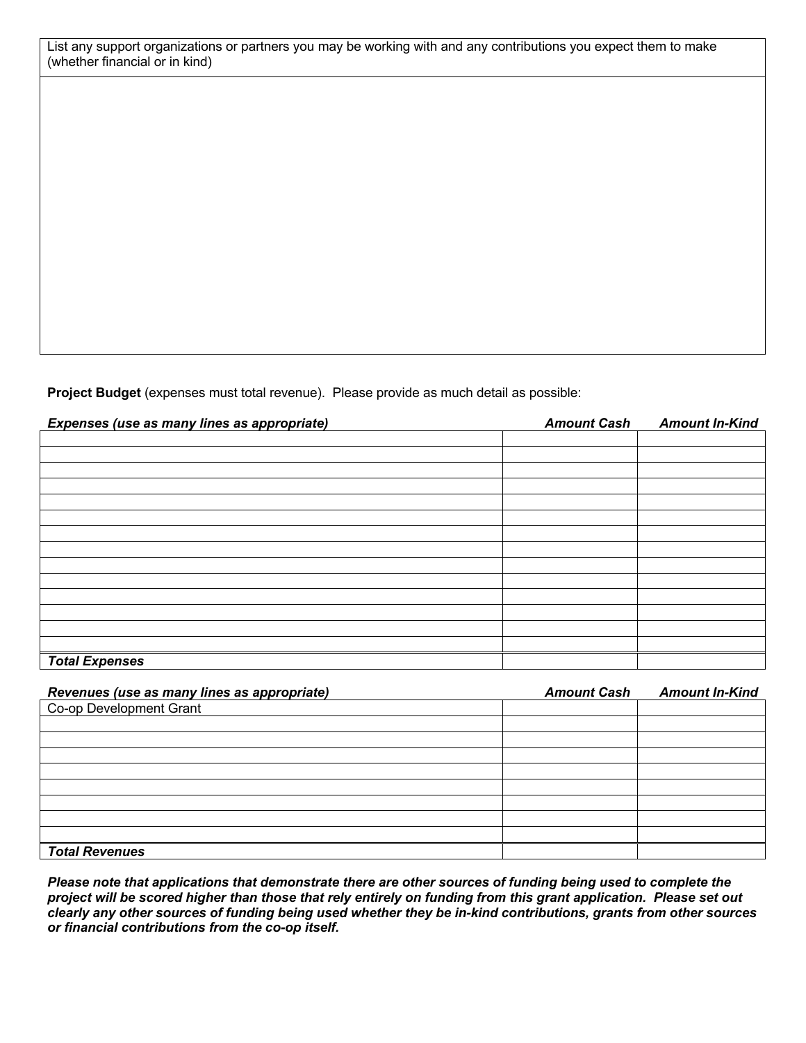| List any support organizations or partners you may be working with and any contributions you expect them to make (whether financial or in kind) |
|---|
| |

**Project Budget** (expenses must total revenue). Please provide as much detail as possible:

| ***Expenses (use as many lines as appropriate)*** | ***Amount Cash*** | ***Amount In-Kind*** |
|---|---|---|
| | | |
| | | |
| | | |
| | | |
| | | |
| | | |
| | | |
| | | |
| | | |
| | | |
| | | |
| | | |
| | | |
| | | |
| ***Total Expenses*** | | |

| ***Revenues (use as many lines as appropriate)*** | ***Amount Cash*** | ***Amount In-Kind*** |
|---|---|---|
| Co-op Development Grant | | |
| | | |
| | | |
| | | |
| | | |
| | | |
| | | |
| | | |
| | | |
| ***Total Revenues*** | | |

***Please note that applications that demonstrate there are other sources of funding being used to complete the project will be scored higher than those that rely entirely on funding from this grant application. Please set out clearly any other sources of funding being used whether they be in-kind contributions, grants from other sources or financial contributions from the co-op itself.***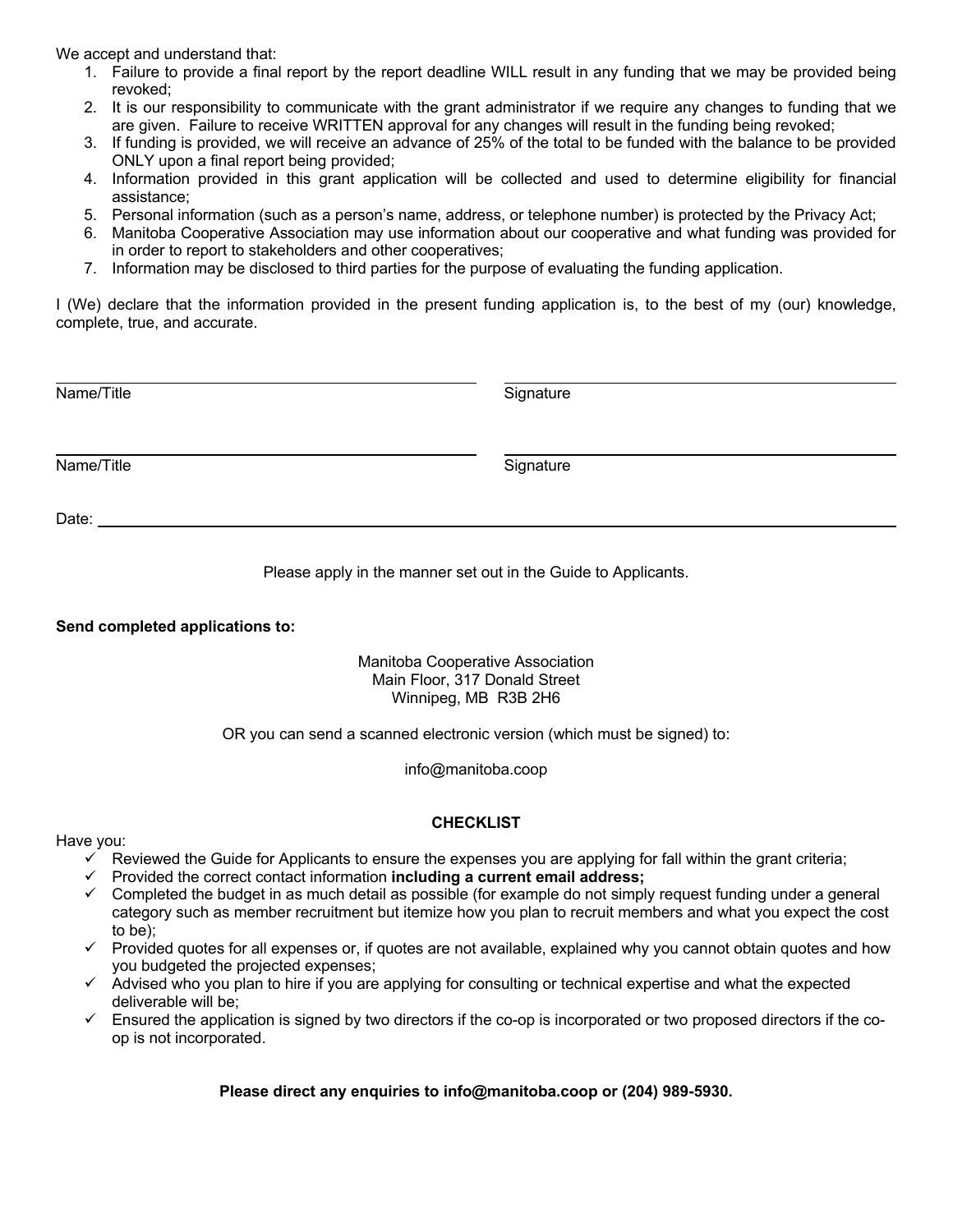We accept and understand that:

1. Failure to provide a final report by the report deadline WILL result in any funding that we may be provided being revoked;
2. It is our responsibility to communicate with the grant administrator if we require any changes to funding that we are given. Failure to receive WRITTEN approval for any changes will result in the funding being revoked;
3. If funding is provided, we will receive an advance of 25% of the total to be funded with the balance to be provided ONLY upon a final report being provided;
4. Information provided in this grant application will be collected and used to determine eligibility for financial assistance;
5. Personal information (such as a person's name, address, or telephone number) is protected by the Privacy Act;
6. Manitoba Cooperative Association may use information about our cooperative and what funding was provided for in order to report to stakeholders and other cooperatives;
7. Information may be disclosed to third parties for the purpose of evaluating the funding application.

I (We) declare that the information provided in the present funding application is, to the best of my (our) knowledge, complete, true, and accurate.

| Name/Title | Signature |
|---|---|
| | |

| Name/Title | Signature |
|---|---|
| | |

Date: ______________________________

Please apply in the manner set out in the Guide to Applicants.

**Send completed applications to:**

Manitoba Cooperative Association
Main Floor, 317 Donald Street
Winnipeg, MB R3B 2H6

OR you can send a scanned electronic version (which must be signed) to:

info@manitoba.coop

**CHECKLIST**

Have you:

- ✓ Reviewed the Guide for Applicants to ensure the expenses you are applying for fall within the grant criteria;
- ✓ Provided the correct contact information **including a current email address;**
- ✓ Completed the budget in as much detail as possible (for example do not simply request funding under a general category such as member recruitment but itemize how you plan to recruit members and what you expect the cost to be);
- ✓ Provided quotes for all expenses or, if quotes are not available, explained why you cannot obtain quotes and how you budgeted the projected expenses;
- ✓ Advised who you plan to hire if you are applying for consulting or technical expertise and what the expected deliverable will be;
- ✓ Ensured the application is signed by two directors if the co-op is incorporated or two proposed directors if the co-op is not incorporated.

**Please direct any enquiries to info@manitoba.coop or (204) 989-5930.**